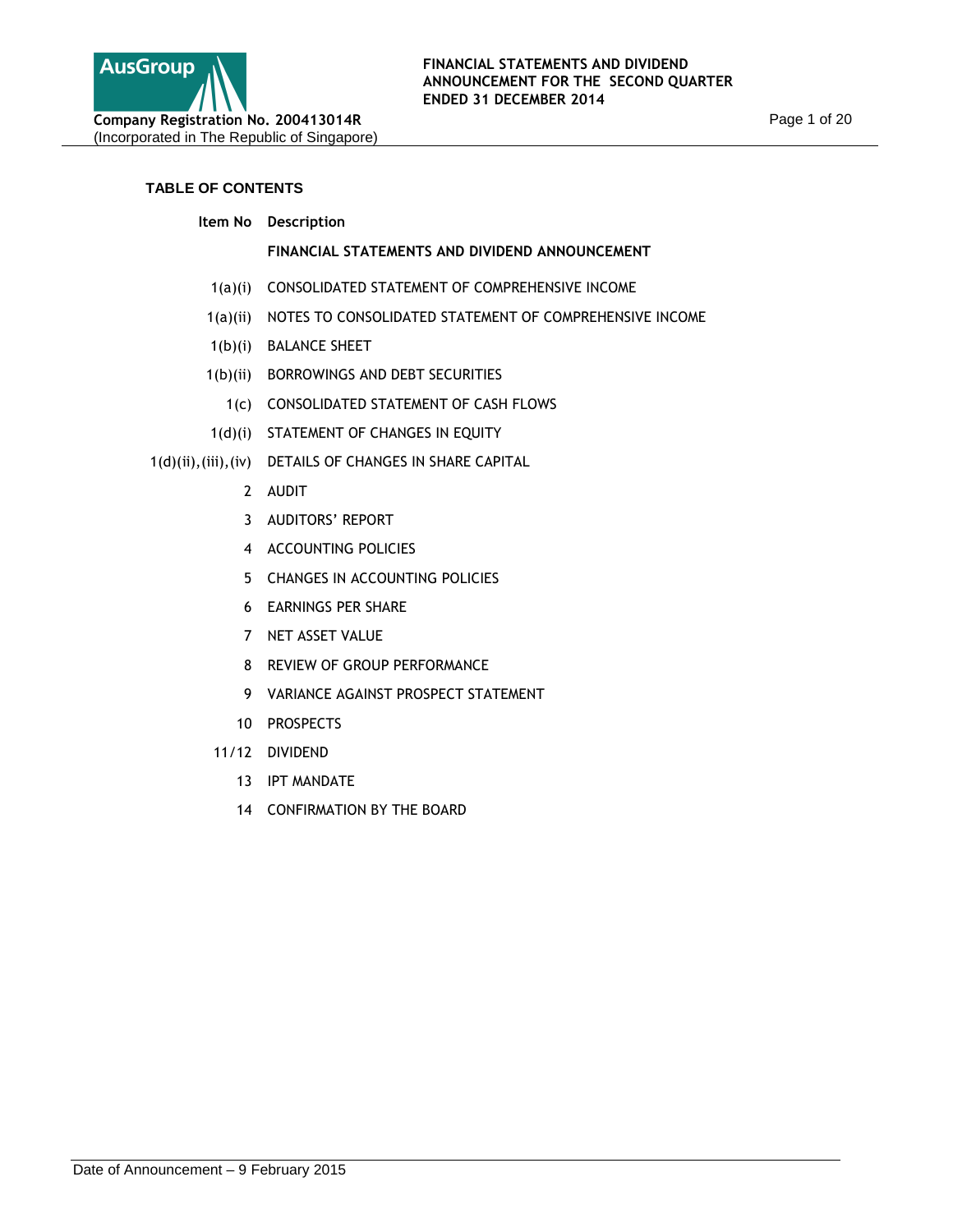**FINANCIAL STATEMENTS AND DIVIDEND ANNOUNCEMENT FOR THE SECOND QUARTER ENDED 31 DECEMBER 2014**

**Company Registration No. 200413014R**
(Incorporated in The Republic of Singapore)

## TABLE OF CONTENTS

| Item No | Description |
|---|---|
| | **FINANCIAL STATEMENTS AND DIVIDEND ANNOUNCEMENT** |
| 1(a)(i) | CONSOLIDATED STATEMENT OF COMPREHENSIVE INCOME |
| 1(a)(ii) | NOTES TO CONSOLIDATED STATEMENT OF COMPREHENSIVE INCOME |
| 1(b)(i) | BALANCE SHEET |
| 1(b)(ii) | BORROWINGS AND DEBT SECURITIES |
| 1(c) | CONSOLIDATED STATEMENT OF CASH FLOWS |
| 1(d)(i) | STATEMENT OF CHANGES IN EQUITY |
| 1(d)(ii),(iii),(iv) | DETAILS OF CHANGES IN SHARE CAPITAL |
| 2 | AUDIT |
| 3 | AUDITORS' REPORT |
| 4 | ACCOUNTING POLICIES |
| 5 | CHANGES IN ACCOUNTING POLICIES |
| 6 | EARNINGS PER SHARE |
| 7 | NET ASSET VALUE |
| 8 | REVIEW OF GROUP PERFORMANCE |
| 9 | VARIANCE AGAINST PROSPECT STATEMENT |
| 10 | PROSPECTS |
| 11/12 | DIVIDEND |
| 13 | IPT MANDATE |
| 14 | CONFIRMATION BY THE BOARD |

Date of Announcement – 9 February 2015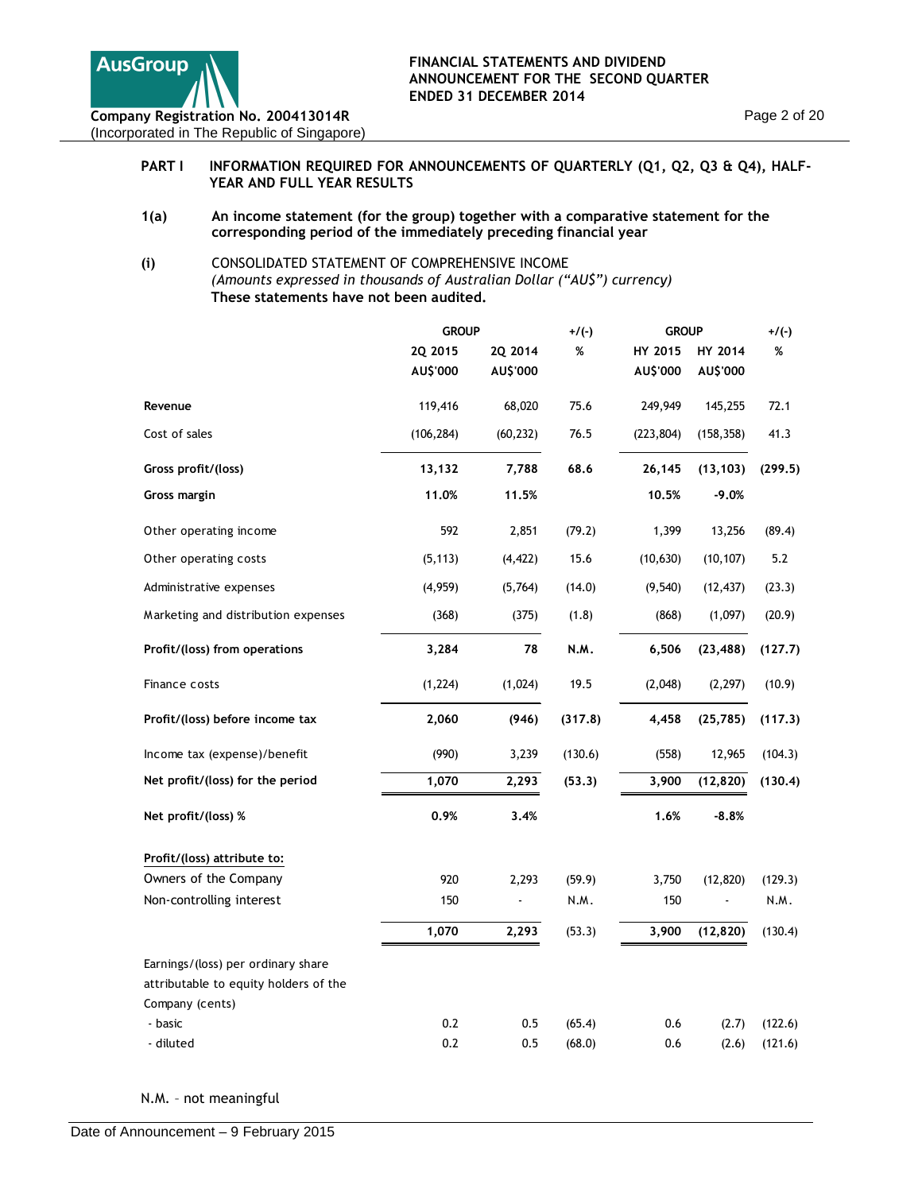## PART I INFORMATION REQUIRED FOR ANNOUNCEMENTS OF QUARTERLY (Q1, Q2, Q3 & Q4), HALF-YEAR AND FULL YEAR RESULTS

### 1(a) An income statement (for the group) together with a comparative statement for the corresponding period of the immediately preceding financial year

**(i)** CONSOLIDATED STATEMENT OF COMPREHENSIVE INCOME
*(Amounts expressed in thousands of Australian Dollar ("AU$") currency)*
**These statements have not been audited.**

| | GROUP | | +/(-) | GROUP | | +/(-) |
|---|---|---|---|---|---|---|
| | 2Q 2015 | 2Q 2014 | % | HY 2015 | HY 2014 | % |
| | AU$'000 | AU$'000 | | AU$'000 | AU$'000 | |
| **Revenue** | 119,416 | 68,020 | 75.6 | 249,949 | 145,255 | 72.1 |
| Cost of sales | (106,284) | (60,232) | 76.5 | (223,804) | (158,358) | 41.3 |
| **Gross profit/(loss)** | **13,132** | **7,788** | **68.6** | **26,145** | **(13,103)** | **(299.5)** |
| **Gross margin** | **11.0%** | **11.5%** | | **10.5%** | **-9.0%** | |
| Other operating income | 592 | 2,851 | (79.2) | 1,399 | 13,256 | (89.4) |
| Other operating costs | (5,113) | (4,422) | 15.6 | (10,630) | (10,107) | 5.2 |
| Administrative expenses | (4,959) | (5,764) | (14.0) | (9,540) | (12,437) | (23.3) |
| Marketing and distribution expenses | (368) | (375) | (1.8) | (868) | (1,097) | (20.9) |
| **Profit/(loss) from operations** | **3,284** | **78** | **N.M.** | **6,506** | **(23,488)** | **(127.7)** |
| Finance costs | (1,224) | (1,024) | 19.5 | (2,048) | (2,297) | (10.9) |
| **Profit/(loss) before income tax** | **2,060** | **(946)** | **(317.8)** | **4,458** | **(25,785)** | **(117.3)** |
| Income tax (expense)/benefit | (990) | 3,239 | (130.6) | (558) | 12,965 | (104.3) |
| **Net profit/(loss) for the period** | **1,070** | **2,293** | **(53.3)** | **3,900** | **(12,820)** | **(130.4)** |
| **Net profit/(loss) %** | **0.9%** | **3.4%** | | **1.6%** | **-8.8%** | |
| Profit/(loss) attribute to: | | | | | | |
| Owners of the Company | 920 | 2,293 | (59.9) | 3,750 | (12,820) | (129.3) |
| Non-controlling interest | 150 | - | N.M. | 150 | - | N.M. |
| | **1,070** | **2,293** | (53.3) | **3,900** | **(12,820)** | (130.4) |
| Earnings/(loss) per ordinary share attributable to equity holders of the Company (cents) | | | | | | |
| - basic | 0.2 | 0.5 | (65.4) | 0.6 | (2.7) | (122.6) |
| - diluted | 0.2 | 0.5 | (68.0) | 0.6 | (2.6) | (121.6) |

N.M. – not meaningful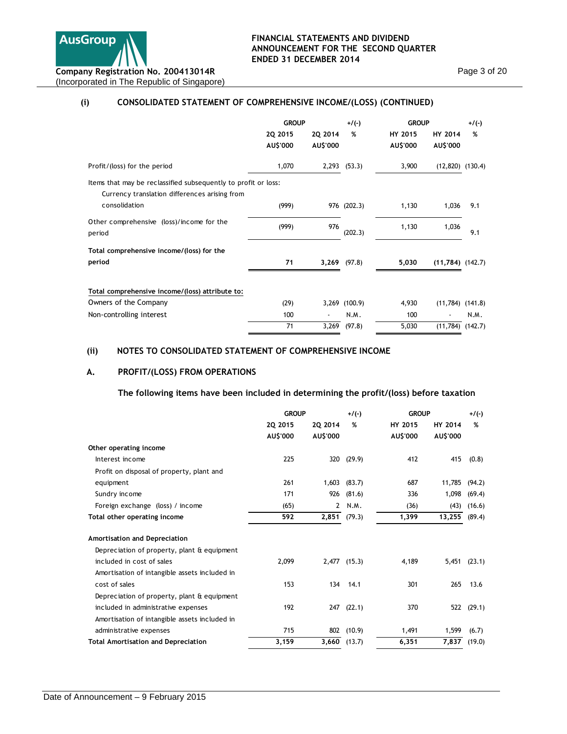## (i) CONSOLIDATED STATEMENT OF COMPREHENSIVE INCOME/(LOSS) (CONTINUED)

| | GROUP | | +/(-) | GROUP | | +/(-) |
|---|---|---|---|---|---|---|
| | 2Q 2015 | 2Q 2014 | % | HY 2015 | HY 2014 | % |
| | AU$'000 | AU$'000 | | AU$'000 | AU$'000 | |
| Profit/(loss) for the period | 1,070 | 2,293 | (53.3) | 3,900 | (12,820) | (130.4) |
| Items that may be reclassified subsequently to profit or loss: | | | | | | |
| Currency translation differences arising from consolidation | (999) | 976 | (202.3) | 1,130 | 1,036 | 9.1 |
| Other comprehensive (loss)/income for the period | (999) | 976 | (202.3) | 1,130 | 1,036 | 9.1 |
| **Total comprehensive income/(loss) for the period** | **71** | **3,269** | (97.8) | **5,030** | **(11,784)** | (142.7) |
| **Total comprehensive income/(loss) attribute to:** | | | | | | |
| Owners of the Company | (29) | 3,269 | (100.9) | 4,930 | (11,784) | (141.8) |
| Non-controlling interest | 100 | - | N.M. | 100 | - | N.M. |
| | 71 | 3,269 | (97.8) | 5,030 | (11,784) | (142.7) |

## (ii) NOTES TO CONSOLIDATED STATEMENT OF COMPREHENSIVE INCOME

### A. PROFIT/(LOSS) FROM OPERATIONS

**The following items have been included in determining the profit/(loss) before taxation**

| | GROUP | | +/(-) | GROUP | | +/(-) |
|---|---|---|---|---|---|---|
| | 2Q 2015 | 2Q 2014 | % | HY 2015 | HY 2014 | % |
| | AU$'000 | AU$'000 | | AU$'000 | AU$'000 | |
| **Other operating income** | | | | | | |
| Interest income | 225 | 320 | (29.9) | 412 | 415 | (0.8) |
| Profit on disposal of property, plant and equipment | 261 | 1,603 | (83.7) | 687 | 11,785 | (94.2) |
| Sundry income | 171 | 926 | (81.6) | 336 | 1,098 | (69.4) |
| Foreign exchange (loss) / income | (65) | 2 | N.M. | (36) | (43) | (16.6) |
| **Total other operating income** | **592** | **2,851** | (79.3) | **1,399** | **13,255** | (89.4) |
| **Amortisation and Depreciation** | | | | | | |
| Depreciation of property, plant & equipment included in cost of sales | 2,099 | 2,477 | (15.3) | 4,189 | 5,451 | (23.1) |
| Amortisation of intangible assets included in cost of sales | 153 | 134 | 14.1 | 301 | 265 | 13.6 |
| Depreciation of property, plant & equipment included in administrative expenses | 192 | 247 | (22.1) | 370 | 522 | (29.1) |
| Amortisation of intangible assets included in administrative expenses | 715 | 802 | (10.9) | 1,491 | 1,599 | (6.7) |
| **Total Amortisation and Depreciation** | **3,159** | **3,660** | (13.7) | **6,351** | **7,837** | (19.0) |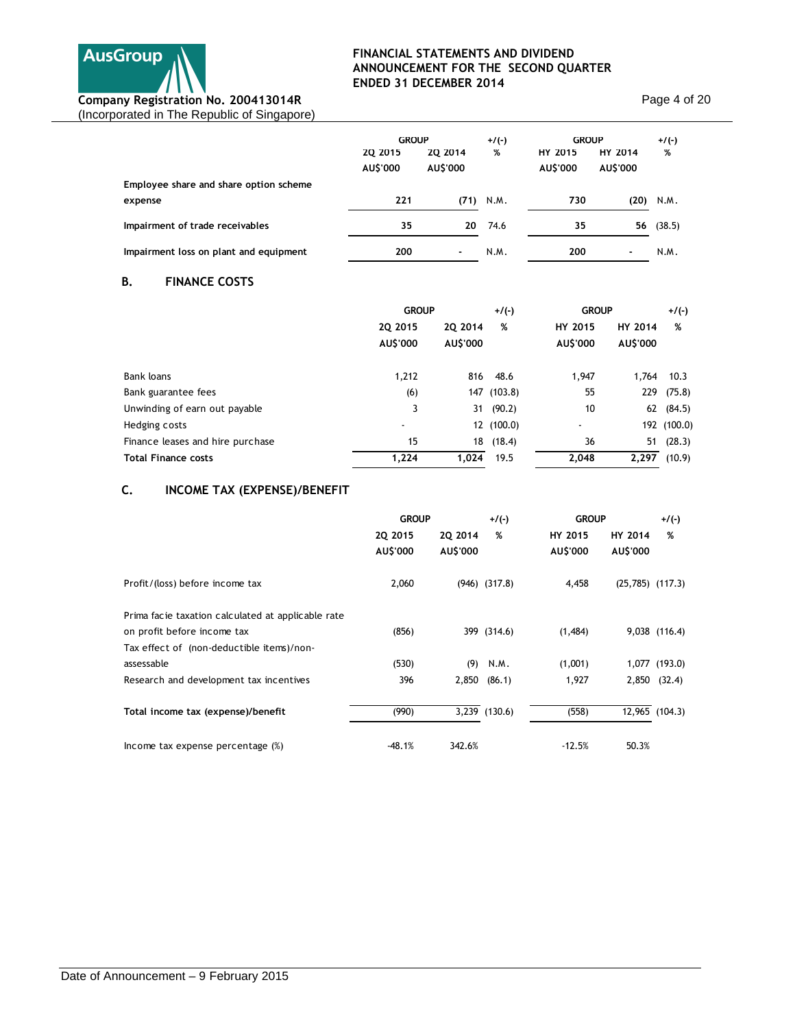| | GROUP | | +/(-) | GROUP | | +/(-) |
|---|---|---|---|---|---|---|
| | 2Q 2015 | 2Q 2014 | % | HY 2015 | HY 2014 | % |
| | AU$'000 | AU$'000 | | AU$'000 | AU$'000 | |
| **Employee share and share option scheme expense** | **221** | **(71)** | N.M. | **730** | **(20)** | N.M. |
| **Impairment of trade receivables** | **35** | **20** | 74.6 | **35** | **56** | (38.5) |
| **Impairment loss on plant and equipment** | **200** | **-** | N.M. | **200** | **-** | N.M. |

## B. FINANCE COSTS

| | GROUP | | +/(-) | GROUP | | +/(-) |
|---|---|---|---|---|---|---|
| | 2Q 2015 | 2Q 2014 | % | HY 2015 | HY 2014 | % |
| | AU$'000 | AU$'000 | | AU$'000 | AU$'000 | |
| Bank loans | 1,212 | 816 | 48.6 | 1,947 | 1,764 | 10.3 |
| Bank guarantee fees | (6) | 147 | (103.8) | 55 | 229 | (75.8) |
| Unwinding of earn out payable | 3 | 31 | (90.2) | 10 | 62 | (84.5) |
| Hedging costs | - | 12 | (100.0) | - | 192 | (100.0) |
| Finance leases and hire purchase | 15 | 18 | (18.4) | 36 | 51 | (28.3) |
| **Total Finance costs** | **1,224** | **1,024** | 19.5 | **2,048** | **2,297** | (10.9) |

## C. INCOME TAX (EXPENSE)/BENEFIT

| | GROUP | | +/(-) | GROUP | | +/(-) |
|---|---|---|---|---|---|---|
| | 2Q 2015 | 2Q 2014 | % | HY 2015 | HY 2014 | % |
| | AU$'000 | AU$'000 | | AU$'000 | AU$'000 | |
| Profit/(loss) before income tax | 2,060 | (946) | (317.8) | 4,458 | (25,785) | (117.3) |
| Prima facie taxation calculated at applicable rate on profit before income tax | (856) | 399 | (314.6) | (1,484) | 9,038 | (116.4) |
| Tax effect of (non-deductible items)/non-assessable | (530) | (9) | N.M. | (1,001) | 1,077 | (193.0) |
| Research and development tax incentives | 396 | 2,850 | (86.1) | 1,927 | 2,850 | (32.4) |
| **Total income tax (expense)/benefit** | (990) | 3,239 | (130.6) | (558) | 12,965 | (104.3) |
| Income tax expense percentage (%) | -48.1% | 342.6% | | -12.5% | 50.3% | |

Date of Announcement – 9 February 2015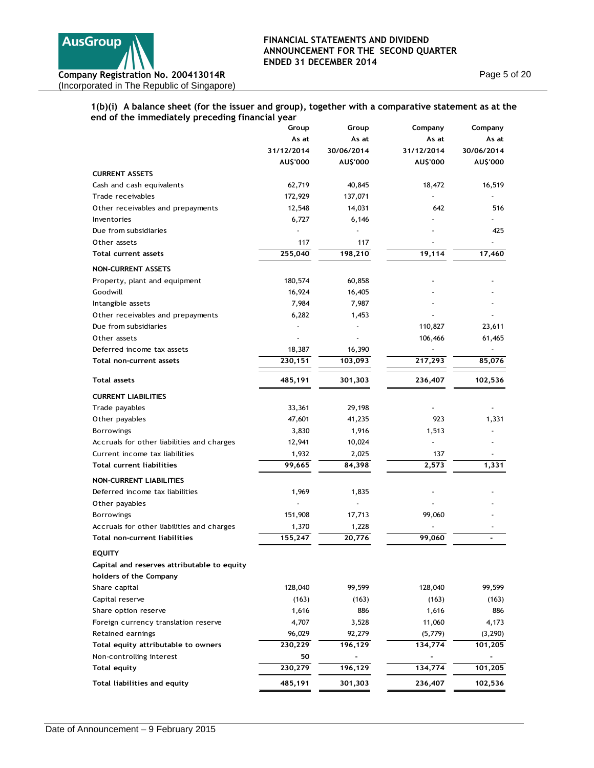### 1(b)(i) A balance sheet (for the issuer and group), together with a comparative statement as at the end of the immediately preceding financial year

| | Group As at 31/12/2014 AU$'000 | Group As at 30/06/2014 AU$'000 | Company As at 31/12/2014 AU$'000 | Company As at 30/06/2014 AU$'000 |
|---|---|---|---|---|
| **CURRENT ASSETS** | | | | |
| Cash and cash equivalents | 62,719 | 40,845 | 18,472 | 16,519 |
| Trade receivables | 172,929 | 137,071 | - | - |
| Other receivables and prepayments | 12,548 | 14,031 | 642 | 516 |
| Inventories | 6,727 | 6,146 | - | - |
| Due from subsidiaries | - | - | - | 425 |
| Other assets | 117 | 117 | - | - |
| **Total current assets** | **255,040** | **198,210** | **19,114** | **17,460** |
| **NON-CURRENT ASSETS** | | | | |
| Property, plant and equipment | 180,574 | 60,858 | - | - |
| Goodwill | 16,924 | 16,405 | - | - |
| Intangible assets | 7,984 | 7,987 | - | - |
| Other receivables and prepayments | 6,282 | 1,453 | - | - |
| Due from subsidiaries | - | - | 110,827 | 23,611 |
| Other assets | - | - | 106,466 | 61,465 |
| Deferred income tax assets | 18,387 | 16,390 | - | - |
| **Total non-current assets** | **230,151** | **103,093** | **217,293** | **85,076** |
| **Total assets** | **485,191** | **301,303** | **236,407** | **102,536** |
| **CURRENT LIABILITIES** | | | | |
| Trade payables | 33,361 | 29,198 | - | - |
| Other payables | 47,601 | 41,235 | 923 | 1,331 |
| Borrowings | 3,830 | 1,916 | 1,513 | - |
| Accruals for other liabilities and charges | 12,941 | 10,024 | - | - |
| Current income tax liabilities | 1,932 | 2,025 | 137 | - |
| **Total current liabilities** | **99,665** | **84,398** | **2,573** | **1,331** |
| **NON-CURRENT LIABILITIES** | | | | |
| Deferred income tax liabilities | 1,969 | 1,835 | - | - |
| Other payables | - | - | - | - |
| Borrowings | 151,908 | 17,713 | 99,060 | - |
| Accruals for other liabilities and charges | 1,370 | 1,228 | - | - |
| **Total non-current liabilities** | **155,247** | **20,776** | **99,060** | **-** |
| **EQUITY** | | | | |
| **Capital and reserves attributable to equity holders of the Company** | | | | |
| Share capital | 128,040 | 99,599 | 128,040 | 99,599 |
| Capital reserve | (163) | (163) | (163) | (163) |
| Share option reserve | 1,616 | 886 | 1,616 | 886 |
| Foreign currency translation reserve | 4,707 | 3,528 | 11,060 | 4,173 |
| Retained earnings | 96,029 | 92,279 | (5,779) | (3,290) |
| **Total equity attributable to owners** | **230,229** | **196,129** | **134,774** | **101,205** |
| Non-controlling interest | **50** | **-** | **-** | **-** |
| **Total equity** | **230,279** | **196,129** | **134,774** | **101,205** |
| **Total liabilities and equity** | **485,191** | **301,303** | **236,407** | **102,536** |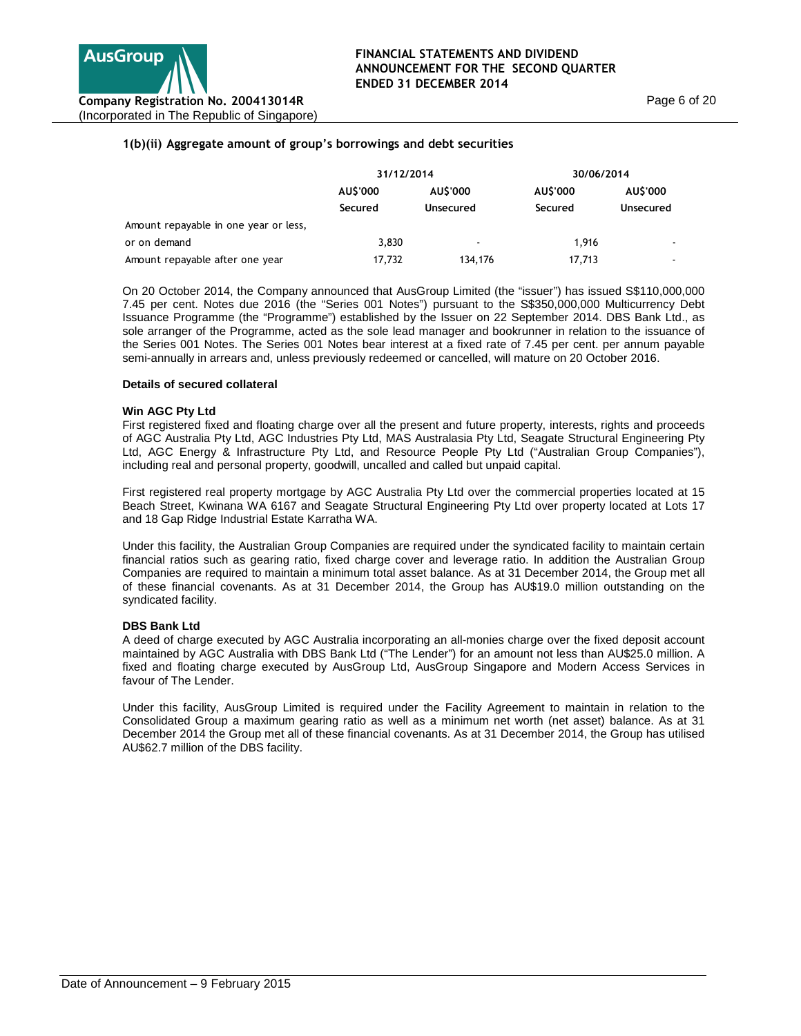### 1(b)(ii) Aggregate amount of group's borrowings and debt securities

| | 31/12/2014 | | 30/06/2014 | |
|---|---|---|---|---|
| | AU$'000 | AU$'000 | AU$'000 | AU$'000 |
| | Secured | Unsecured | Secured | Unsecured |
| Amount repayable in one year or less, or on demand | 3,830 | - | 1,916 | - |
| Amount repayable after one year | 17,732 | 134,176 | 17,713 | - |

On 20 October 2014, the Company announced that AusGroup Limited (the "issuer") has issued S$110,000,000 7.45 per cent. Notes due 2016 (the "Series 001 Notes") pursuant to the S$350,000,000 Multicurrency Debt Issuance Programme (the "Programme") established by the Issuer on 22 September 2014. DBS Bank Ltd., as sole arranger of the Programme, acted as the sole lead manager and bookrunner in relation to the issuance of the Series 001 Notes. The Series 001 Notes bear interest at a fixed rate of 7.45 per cent. per annum payable semi-annually in arrears and, unless previously redeemed or cancelled, will mature on 20 October 2016.

**Details of secured collateral**

**Win AGC Pty Ltd**

First registered fixed and floating charge over all the present and future property, interests, rights and proceeds of AGC Australia Pty Ltd, AGC Industries Pty Ltd, MAS Australasia Pty Ltd, Seagate Structural Engineering Pty Ltd, AGC Energy & Infrastructure Pty Ltd, and Resource People Pty Ltd ("Australian Group Companies"), including real and personal property, goodwill, uncalled and called but unpaid capital.

First registered real property mortgage by AGC Australia Pty Ltd over the commercial properties located at 15 Beach Street, Kwinana WA 6167 and Seagate Structural Engineering Pty Ltd over property located at Lots 17 and 18 Gap Ridge Industrial Estate Karratha WA.

Under this facility, the Australian Group Companies are required under the syndicated facility to maintain certain financial ratios such as gearing ratio, fixed charge cover and leverage ratio. In addition the Australian Group Companies are required to maintain a minimum total asset balance. As at 31 December 2014, the Group met all of these financial covenants. As at 31 December 2014, the Group has AU$19.0 million outstanding on the syndicated facility.

**DBS Bank Ltd**

A deed of charge executed by AGC Australia incorporating an all-monies charge over the fixed deposit account maintained by AGC Australia with DBS Bank Ltd ("The Lender") for an amount not less than AU$25.0 million. A fixed and floating charge executed by AusGroup Ltd, AusGroup Singapore and Modern Access Services in favour of The Lender.

Under this facility, AusGroup Limited is required under the Facility Agreement to maintain in relation to the Consolidated Group a maximum gearing ratio as well as a minimum net worth (net asset) balance. As at 31 December 2014 the Group met all of these financial covenants. As at 31 December 2014, the Group has utilised AU$62.7 million of the DBS facility.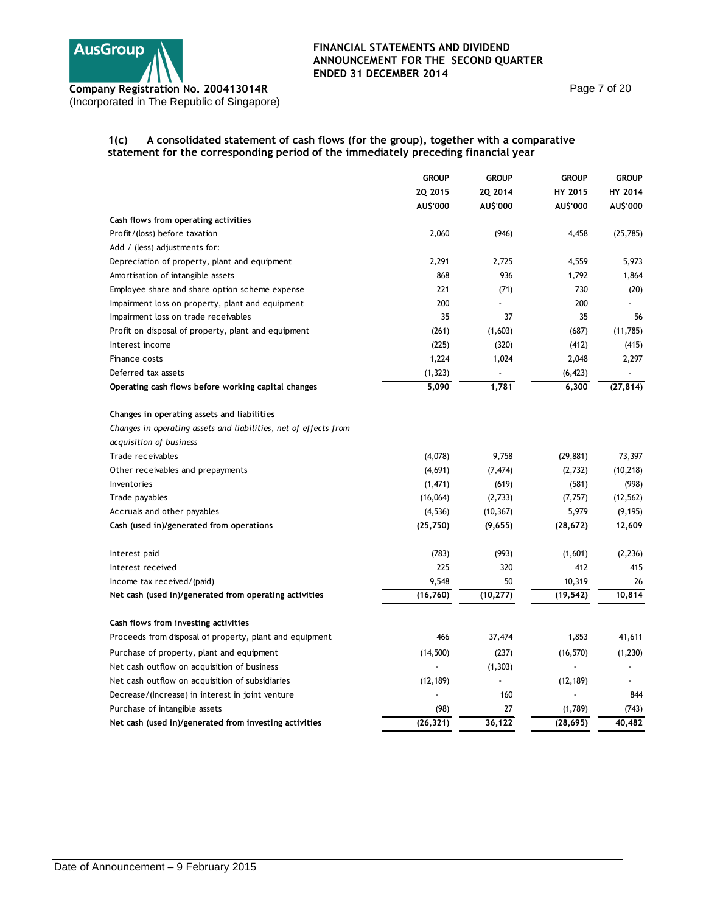### 1(c) A consolidated statement of cash flows (for the group), together with a comparative statement for the corresponding period of the immediately preceding financial year

| | GROUP | GROUP | GROUP | GROUP |
|---|---|---|---|---|
| | 2Q 2015 | 2Q 2014 | HY 2015 | HY 2014 |
| | AU$'000 | AU$'000 | AU$'000 | AU$'000 |
| **Cash flows from operating activities** | | | | |
| Profit/(loss) before taxation | 2,060 | (946) | 4,458 | (25,785) |
| Add / (less) adjustments for: | | | | |
| Depreciation of property, plant and equipment | 2,291 | 2,725 | 4,559 | 5,973 |
| Amortisation of intangible assets | 868 | 936 | 1,792 | 1,864 |
| Employee share and share option scheme expense | 221 | (71) | 730 | (20) |
| Impairment loss on property, plant and equipment | 200 | - | 200 | - |
| Impairment loss on trade receivables | 35 | 37 | 35 | 56 |
| Profit on disposal of property, plant and equipment | (261) | (1,603) | (687) | (11,785) |
| Interest income | (225) | (320) | (412) | (415) |
| Finance costs | 1,224 | 1,024 | 2,048 | 2,297 |
| Deferred tax assets | (1,323) | - | (6,423) | - |
| **Operating cash flows before working capital changes** | **5,090** | **1,781** | **6,300** | **(27,814)** |
| | | | | |
| **Changes in operating assets and liabilities** | | | | |
| *Changes in operating assets and liabilities, net of effects from acquisition of business* | | | | |
| Trade receivables | (4,078) | 9,758 | (29,881) | 73,397 |
| Other receivables and prepayments | (4,691) | (7,474) | (2,732) | (10,218) |
| Inventories | (1,471) | (619) | (581) | (998) |
| Trade payables | (16,064) | (2,733) | (7,757) | (12,562) |
| Accruals and other payables | (4,536) | (10,367) | 5,979 | (9,195) |
| **Cash (used in)/generated from operations** | **(25,750)** | **(9,655)** | **(28,672)** | **12,609** |
| | | | | |
| Interest paid | (783) | (993) | (1,601) | (2,236) |
| Interest received | 225 | 320 | 412 | 415 |
| Income tax received/(paid) | 9,548 | 50 | 10,319 | 26 |
| **Net cash (used in)/generated from operating activities** | **(16,760)** | **(10,277)** | **(19,542)** | **10,814** |
| | | | | |
| **Cash flows from investing activities** | | | | |
| Proceeds from disposal of property, plant and equipment | 466 | 37,474 | 1,853 | 41,611 |
| Purchase of property, plant and equipment | (14,500) | (237) | (16,570) | (1,230) |
| Net cash outflow on acquisition of business | - | (1,303) | - | - |
| Net cash outflow on acquisition of subsidiaries | (12,189) | - | (12,189) | - |
| Decrease/(Increase) in interest in joint venture | - | 160 | - | 844 |
| Purchase of intangible assets | (98) | 27 | (1,789) | (743) |
| **Net cash (used in)/generated from investing activities** | **(26,321)** | **36,122** | **(28,695)** | **40,482** |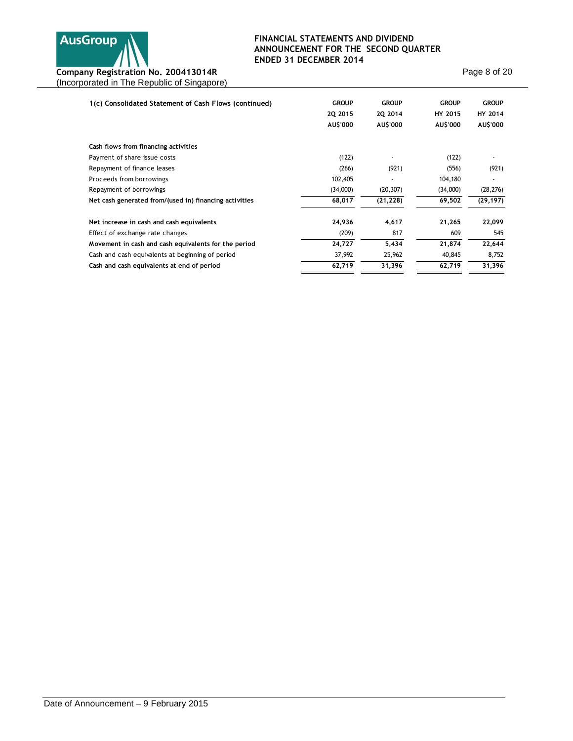| 1(c) Consolidated Statement of Cash Flows (continued) | GROUP 2Q 2015 AU$'000 | GROUP 2Q 2014 AU$'000 | GROUP HY 2015 AU$'000 | GROUP HY 2014 AU$'000 |
|---|---|---|---|---|
| **Cash flows from financing activities** | | | | |
| Payment of share issue costs | (122) | - | (122) | - |
| Repayment of finance leases | (266) | (921) | (556) | (921) |
| Proceeds from borrowings | 102,405 | - | 104,180 | - |
| Repayment of borrowings | (34,000) | (20,307) | (34,000) | (28,276) |
| **Net cash generated from/(used in) financing activities** | **68,017** | **(21,228)** | **69,502** | **(29,197)** |
| | | | | |
| **Net increase in cash and cash equivalents** | **24,936** | **4,617** | **21,265** | **22,099** |
| Effect of exchange rate changes | (209) | 817 | 609 | 545 |
| **Movement in cash and cash equivalents for the period** | **24,727** | **5,434** | **21,874** | **22,644** |
| Cash and cash equivalents at beginning of period | 37,992 | 25,962 | 40,845 | 8,752 |
| **Cash and cash equivalents at end of period** | **62,719** | **31,396** | **62,719** | **31,396** |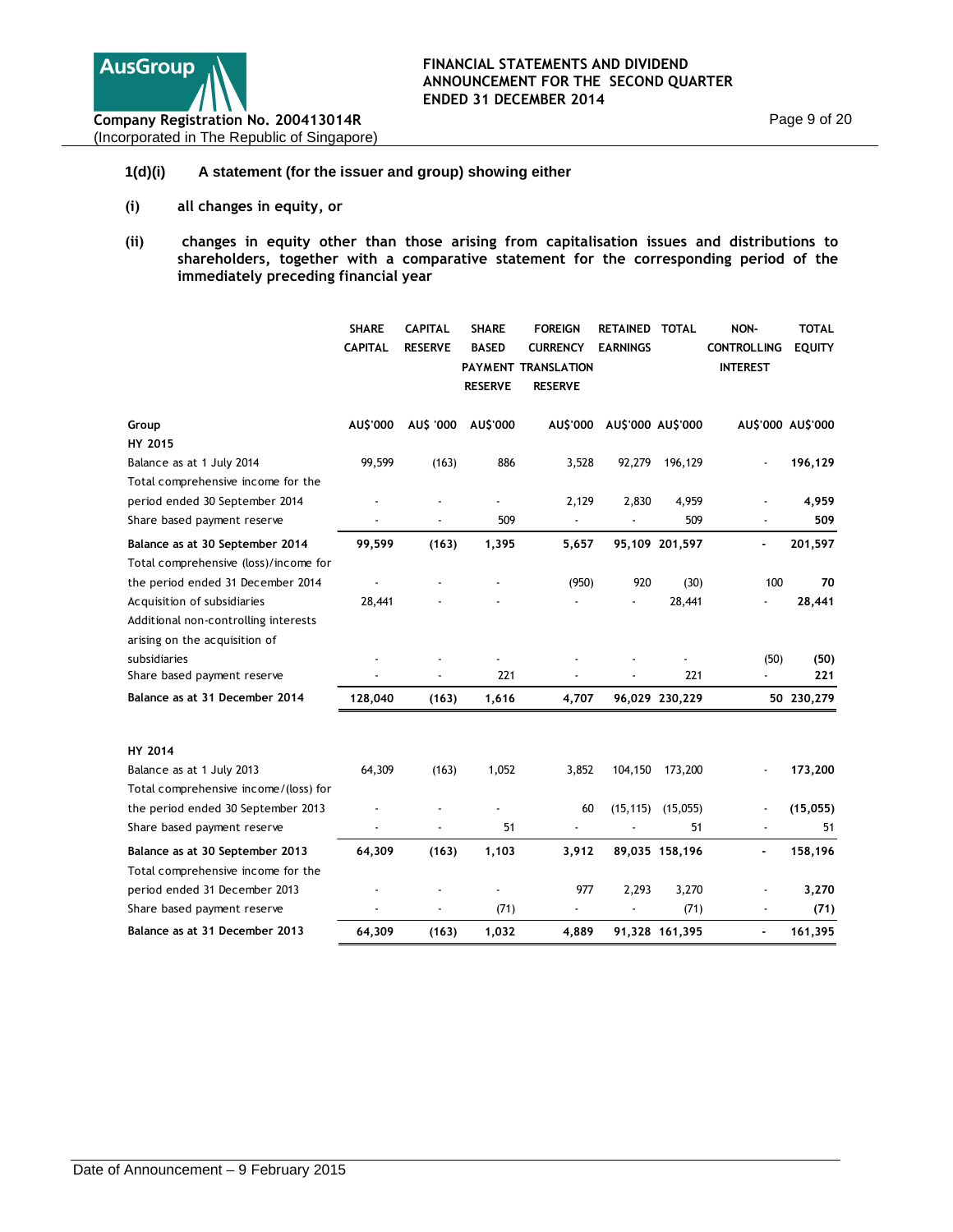**1(d)(i)** **A statement (for the issuer and group) showing either**

**(i)** **all changes in equity, or**

**(ii)** **changes in equity other than those arising from capitalisation issues and distributions to shareholders, together with a comparative statement for the corresponding period of the immediately preceding financial year**

| | SHARE CAPITAL | CAPITAL RESERVE | SHARE BASED PAYMENT RESERVE | FOREIGN CURRENCY TRANSLATION RESERVE | RETAINED EARNINGS | TOTAL | NON-CONTROLLING INTEREST | TOTAL EQUITY |
|---|---|---|---|---|---|---|---|---|
| **Group** | **AU$'000** | **AU$ '000** | **AU$'000** | **AU$'000** | **AU$'000** | **AU$'000** | **AU$'000** | **AU$'000** |
| **HY 2015** | | | | | | | | |
| Balance as at 1 July 2014 | 99,599 | (163) | 886 | 3,528 | 92,279 | 196,129 | - | **196,129** |
| Total comprehensive income for the period ended 30 September 2014 | - | - | - | 2,129 | 2,830 | 4,959 | - | **4,959** |
| Share based payment reserve | - | - | 509 | - | - | 509 | - | **509** |
| **Balance as at 30 September 2014** | **99,599** | **(163)** | **1,395** | **5,657** | **95,109** | **201,597** | **-** | **201,597** |
| Total comprehensive (loss)/income for the period ended 31 December 2014 | - | - | - | (950) | 920 | (30) | 100 | **70** |
| Acquisition of subsidiaries | 28,441 | - | - | - | - | 28,441 | - | **28,441** |
| Additional non-controlling interests arising on the acquisition of subsidiaries | - | - | - | - | - | - | (50) | **(50)** |
| Share based payment reserve | - | - | 221 | - | - | 221 | - | **221** |
| **Balance as at 31 December 2014** | **128,040** | **(163)** | **1,616** | **4,707** | **96,029** | **230,229** | **50** | **230,279** |
| | | | | | | | | |
| **HY 2014** | | | | | | | | |
| Balance as at 1 July 2013 | 64,309 | (163) | 1,052 | 3,852 | 104,150 | 173,200 | - | **173,200** |
| Total comprehensive income/(loss) for the period ended 30 September 2013 | - | - | - | 60 | (15,115) | (15,055) | - | **(15,055)** |
| Share based payment reserve | - | - | 51 | - | - | 51 | - | 51 |
| **Balance as at 30 September 2013** | **64,309** | **(163)** | **1,103** | **3,912** | **89,035** | **158,196** | **-** | **158,196** |
| Total comprehensive income for the period ended 31 December 2013 | - | - | - | 977 | 2,293 | 3,270 | - | **3,270** |
| Share based payment reserve | - | - | (71) | - | - | (71) | - | **(71)** |
| **Balance as at 31 December 2013** | **64,309** | **(163)** | **1,032** | **4,889** | **91,328** | **161,395** | **-** | **161,395** |

Date of Announcement – 9 February 2015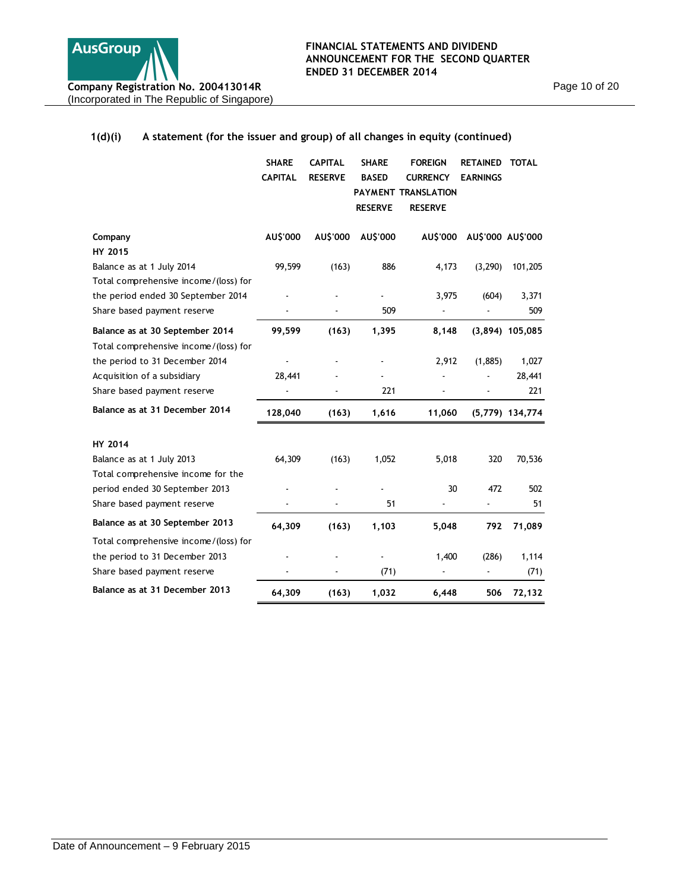### 1(d)(i) A statement (for the issuer and group) of all changes in equity (continued)

| | SHARE CAPITAL | CAPITAL RESERVE | SHARE BASED PAYMENT RESERVE | FOREIGN CURRENCY TRANSLATION RESERVE | RETAINED EARNINGS | TOTAL |
|---|---|---|---|---|---|---|
| **Company** | **AU$'000** | **AU$'000** | **AU$'000** | **AU$'000** | **AU$'000** | **AU$'000** |
| **HY 2015** | | | | | | |
| Balance as at 1 July 2014 | 99,599 | (163) | 886 | 4,173 | (3,290) | 101,205 |
| Total comprehensive income/(loss) for the period ended 30 September 2014 | - | - | - | 3,975 | (604) | 3,371 |
| Share based payment reserve | - | - | 509 | - | - | 509 |
| **Balance as at 30 September 2014** | **99,599** | **(163)** | **1,395** | **8,148** | **(3,894)** | **105,085** |
| Total comprehensive income/(loss) for the period to 31 December 2014 | - | - | - | 2,912 | (1,885) | 1,027 |
| Acquisition of a subsidiary | 28,441 | - | - | - | - | 28,441 |
| Share based payment reserve | - | - | 221 | - | - | 221 |
| **Balance as at 31 December 2014** | **128,040** | **(163)** | **1,616** | **11,060** | **(5,779)** | **134,774** |
| | | | | | | |
| **HY 2014** | | | | | | |
| Balance as at 1 July 2013 | 64,309 | (163) | 1,052 | 5,018 | 320 | 70,536 |
| Total comprehensive income for the period ended 30 September 2013 | - | - | - | 30 | 472 | 502 |
| Share based payment reserve | - | - | 51 | - | - | 51 |
| **Balance as at 30 September 2013** | **64,309** | **(163)** | **1,103** | **5,048** | **792** | **71,089** |
| Total comprehensive income/(loss) for the period to 31 December 2013 | - | - | - | 1,400 | (286) | 1,114 |
| Share based payment reserve | - | - | (71) | - | - | (71) |
| **Balance as at 31 December 2013** | **64,309** | **(163)** | **1,032** | **6,448** | **506** | **72,132** |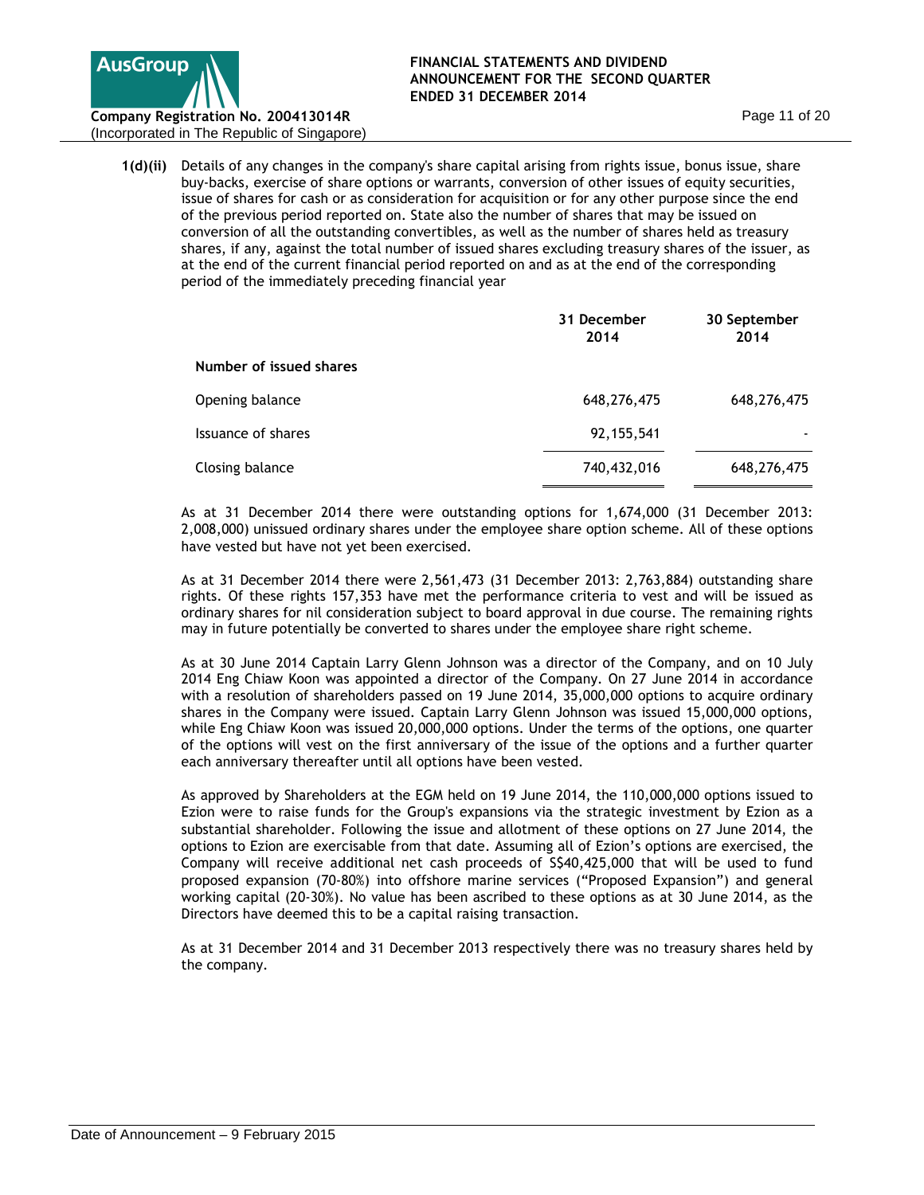**1(d)(ii)** Details of any changes in the company's share capital arising from rights issue, bonus issue, share buy-backs, exercise of share options or warrants, conversion of other issues of equity securities, issue of shares for cash or as consideration for acquisition or for any other purpose since the end of the previous period reported on. State also the number of shares that may be issued on conversion of all the outstanding convertibles, as well as the number of shares held as treasury shares, if any, against the total number of issued shares excluding treasury shares of the issuer, as at the end of the current financial period reported on and as at the end of the corresponding period of the immediately preceding financial year

| | 31 December 2014 | 30 September 2014 |
|---|---|---|
| **Number of issued shares** | | |
| Opening balance | 648,276,475 | 648,276,475 |
| Issuance of shares | 92,155,541 | - |
| Closing balance | 740,432,016 | 648,276,475 |

As at 31 December 2014 there were outstanding options for 1,674,000 (31 December 2013: 2,008,000) unissued ordinary shares under the employee share option scheme. All of these options have vested but have not yet been exercised.

As at 31 December 2014 there were 2,561,473 (31 December 2013: 2,763,884) outstanding share rights. Of these rights 157,353 have met the performance criteria to vest and will be issued as ordinary shares for nil consideration subject to board approval in due course. The remaining rights may in future potentially be converted to shares under the employee share right scheme.

As at 30 June 2014 Captain Larry Glenn Johnson was a director of the Company, and on 10 July 2014 Eng Chiaw Koon was appointed a director of the Company. On 27 June 2014 in accordance with a resolution of shareholders passed on 19 June 2014, 35,000,000 options to acquire ordinary shares in the Company were issued. Captain Larry Glenn Johnson was issued 15,000,000 options, while Eng Chiaw Koon was issued 20,000,000 options. Under the terms of the options, one quarter of the options will vest on the first anniversary of the issue of the options and a further quarter each anniversary thereafter until all options have been vested.

As approved by Shareholders at the EGM held on 19 June 2014, the 110,000,000 options issued to Ezion were to raise funds for the Group's expansions via the strategic investment by Ezion as a substantial shareholder. Following the issue and allotment of these options on 27 June 2014, the options to Ezion are exercisable from that date. Assuming all of Ezion's options are exercised, the Company will receive additional net cash proceeds of S$40,425,000 that will be used to fund proposed expansion (70-80%) into offshore marine services ("Proposed Expansion") and general working capital (20-30%). No value has been ascribed to these options as at 30 June 2014, as the Directors have deemed this to be a capital raising transaction.

As at 31 December 2014 and 31 December 2013 respectively there was no treasury shares held by the company.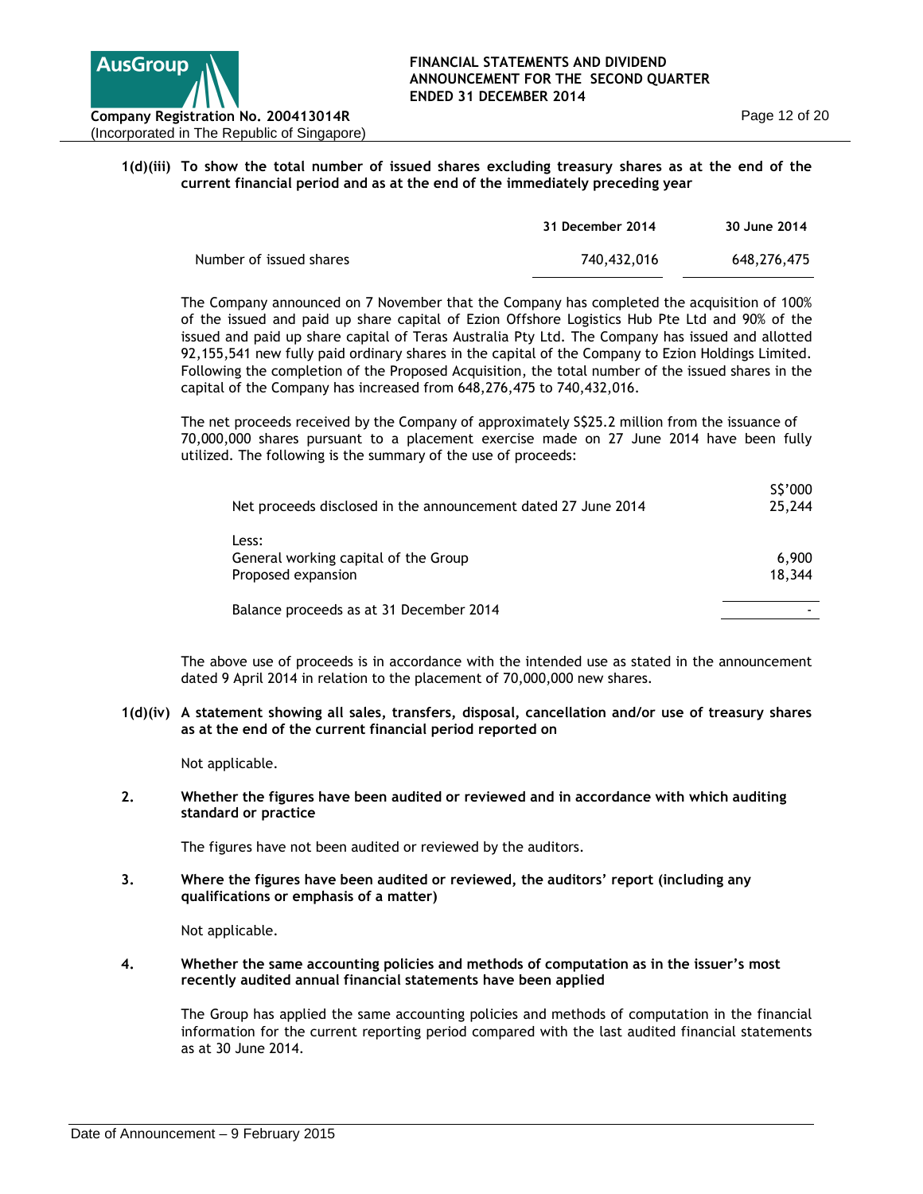**1(d)(iii) To show the total number of issued shares excluding treasury shares as at the end of the current financial period and as at the end of the immediately preceding year**

| | 31 December 2014 | 30 June 2014 |
|---|---|---|
| Number of issued shares | 740,432,016 | 648,276,475 |

The Company announced on 7 November that the Company has completed the acquisition of 100% of the issued and paid up share capital of Ezion Offshore Logistics Hub Pte Ltd and 90% of the issued and paid up share capital of Teras Australia Pty Ltd. The Company has issued and allotted 92,155,541 new fully paid ordinary shares in the capital of the Company to Ezion Holdings Limited. Following the completion of the Proposed Acquisition, the total number of the issued shares in the capital of the Company has increased from 648,276,475 to 740,432,016.

The net proceeds received by the Company of approximately S$25.2 million from the issuance of 70,000,000 shares pursuant to a placement exercise made on 27 June 2014 have been fully utilized. The following is the summary of the use of proceeds:

| | S$'000 |
|---|---|
| Net proceeds disclosed in the announcement dated 27 June 2014 | 25,244 |
| Less: | |
| General working capital of the Group | 6,900 |
| Proposed expansion | 18,344 |
| Balance proceeds as at 31 December 2014 | - |

The above use of proceeds is in accordance with the intended use as stated in the announcement dated 9 April 2014 in relation to the placement of 70,000,000 new shares.

**1(d)(iv) A statement showing all sales, transfers, disposal, cancellation and/or use of treasury shares as at the end of the current financial period reported on**

Not applicable.

**2. Whether the figures have been audited or reviewed and in accordance with which auditing standard or practice**

The figures have not been audited or reviewed by the auditors.

**3. Where the figures have been audited or reviewed, the auditors' report (including any qualifications or emphasis of a matter)**

Not applicable.

**4. Whether the same accounting policies and methods of computation as in the issuer's most recently audited annual financial statements have been applied**

The Group has applied the same accounting policies and methods of computation in the financial information for the current reporting period compared with the last audited financial statements as at 30 June 2014.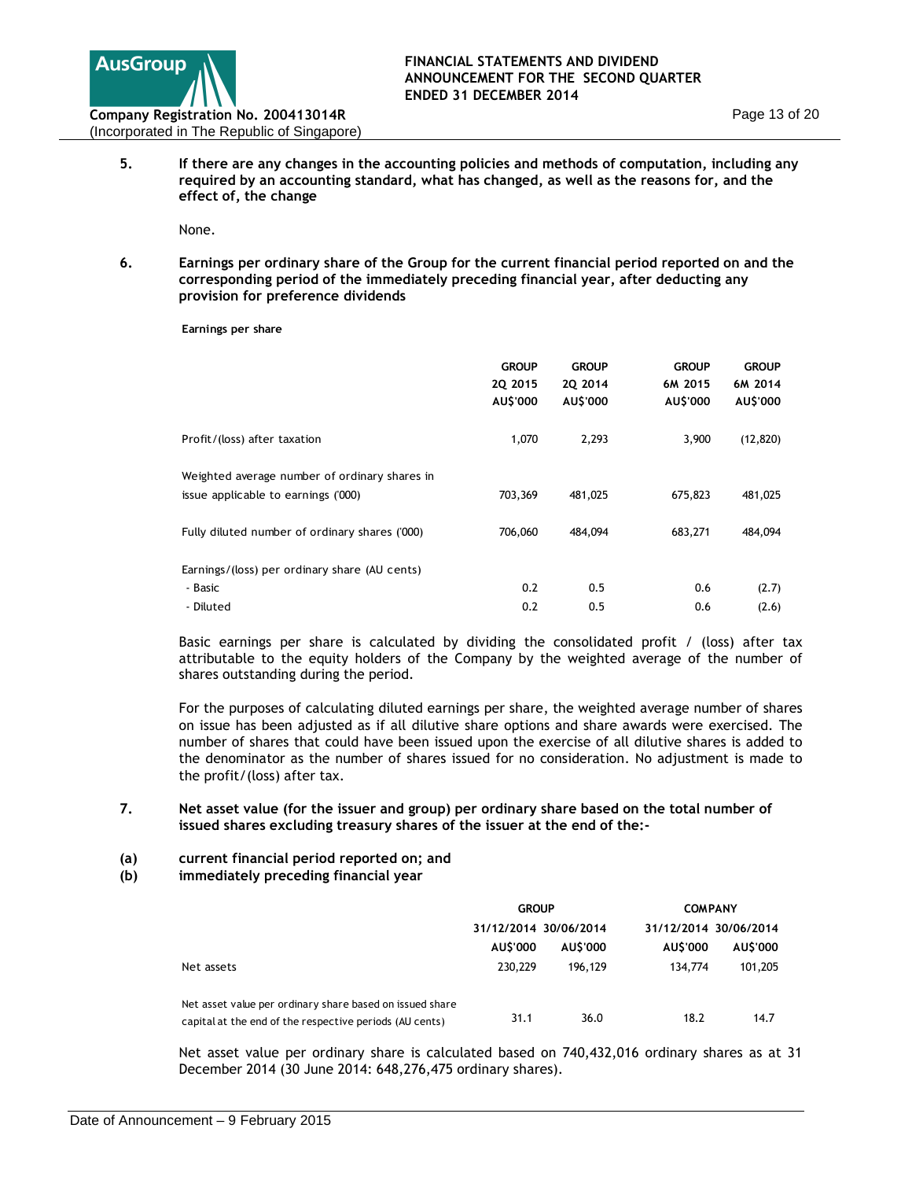5. **If there are any changes in the accounting policies and methods of computation, including any required by an accounting standard, what has changed, as well as the reasons for, and the effect of, the change**

None.

6. **Earnings per ordinary share of the Group for the current financial period reported on and the corresponding period of the immediately preceding financial year, after deducting any provision for preference dividends**

**Earnings per share**

| | GROUP 2Q 2015 AU$'000 | GROUP 2Q 2014 AU$'000 | GROUP 6M 2015 AU$'000 | GROUP 6M 2014 AU$'000 |
|---|---|---|---|---|
| Profit/(loss) after taxation | 1,070 | 2,293 | 3,900 | (12,820) |
| Weighted average number of ordinary shares in issue applicable to earnings ('000) | 703,369 | 481,025 | 675,823 | 481,025 |
| Fully diluted number of ordinary shares ('000) | 706,060 | 484,094 | 683,271 | 484,094 |
| Earnings/(loss) per ordinary share (AU cents) | | | | |
| - Basic | 0.2 | 0.5 | 0.6 | (2.7) |
| - Diluted | 0.2 | 0.5 | 0.6 | (2.6) |

Basic earnings per share is calculated by dividing the consolidated profit / (loss) after tax attributable to the equity holders of the Company by the weighted average of the number of shares outstanding during the period.

For the purposes of calculating diluted earnings per share, the weighted average number of shares on issue has been adjusted as if all dilutive share options and share awards were exercised. The number of shares that could have been issued upon the exercise of all dilutive shares is added to the denominator as the number of shares issued for no consideration. No adjustment is made to the profit/(loss) after tax.

7. **Net asset value (for the issuer and group) per ordinary share based on the total number of issued shares excluding treasury shares of the issuer at the end of the:-**

(a) **current financial period reported on; and**

(b) **immediately preceding financial year**

| | GROUP | | COMPANY | |
|---|---|---|---|---|
| | 31/12/2014 | 30/06/2014 | 31/12/2014 | 30/06/2014 |
| | AU$'000 | AU$'000 | AU$'000 | AU$'000 |
| Net assets | 230,229 | 196,129 | 134,774 | 101,205 |
| Net asset value per ordinary share based on issued share capital at the end of the respective periods (AU cents) | 31.1 | 36.0 | 18.2 | 14.7 |

Net asset value per ordinary share is calculated based on 740,432,016 ordinary shares as at 31 December 2014 (30 June 2014: 648,276,475 ordinary shares).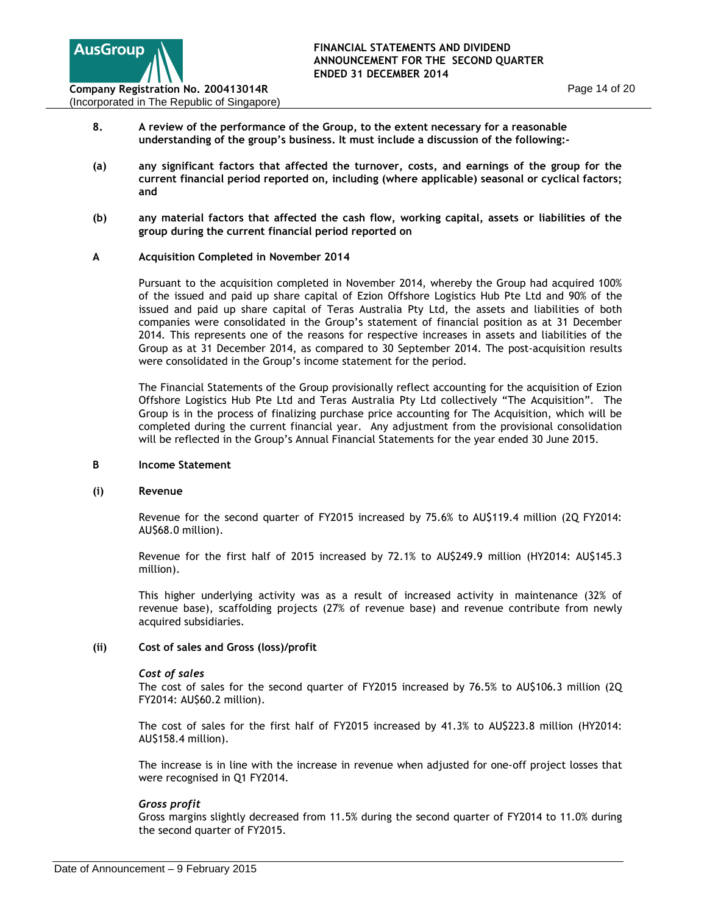**8. A review of the performance of the Group, to the extent necessary for a reasonable understanding of the group's business. It must include a discussion of the following:-**

**(a) any significant factors that affected the turnover, costs, and earnings of the group for the current financial period reported on, including (where applicable) seasonal or cyclical factors; and**

**(b) any material factors that affected the cash flow, working capital, assets or liabilities of the group during the current financial period reported on**

## A Acquisition Completed in November 2014

Pursuant to the acquisition completed in November 2014, whereby the Group had acquired 100% of the issued and paid up share capital of Ezion Offshore Logistics Hub Pte Ltd and 90% of the issued and paid up share capital of Teras Australia Pty Ltd, the assets and liabilities of both companies were consolidated in the Group's statement of financial position as at 31 December 2014. This represents one of the reasons for respective increases in assets and liabilities of the Group as at 31 December 2014, as compared to 30 September 2014. The post-acquisition results were consolidated in the Group's income statement for the period.

The Financial Statements of the Group provisionally reflect accounting for the acquisition of Ezion Offshore Logistics Hub Pte Ltd and Teras Australia Pty Ltd collectively "The Acquisition". The Group is in the process of finalizing purchase price accounting for The Acquisition, which will be completed during the current financial year. Any adjustment from the provisional consolidation will be reflected in the Group's Annual Financial Statements for the year ended 30 June 2015.

## B Income Statement

### (i) Revenue

Revenue for the second quarter of FY2015 increased by 75.6% to AU$119.4 million (2Q FY2014: AU$68.0 million).

Revenue for the first half of 2015 increased by 72.1% to AU$249.9 million (HY2014: AU$145.3 million).

This higher underlying activity was as a result of increased activity in maintenance (32% of revenue base), scaffolding projects (27% of revenue base) and revenue contribute from newly acquired subsidiaries.

### (ii) Cost of sales and Gross (loss)/profit

*Cost of sales*

The cost of sales for the second quarter of FY2015 increased by 76.5% to AU$106.3 million (2Q FY2014: AU$60.2 million).

The cost of sales for the first half of FY2015 increased by 41.3% to AU$223.8 million (HY2014: AU$158.4 million).

The increase is in line with the increase in revenue when adjusted for one-off project losses that were recognised in Q1 FY2014.

*Gross profit*

Gross margins slightly decreased from 11.5% during the second quarter of FY2014 to 11.0% during the second quarter of FY2015.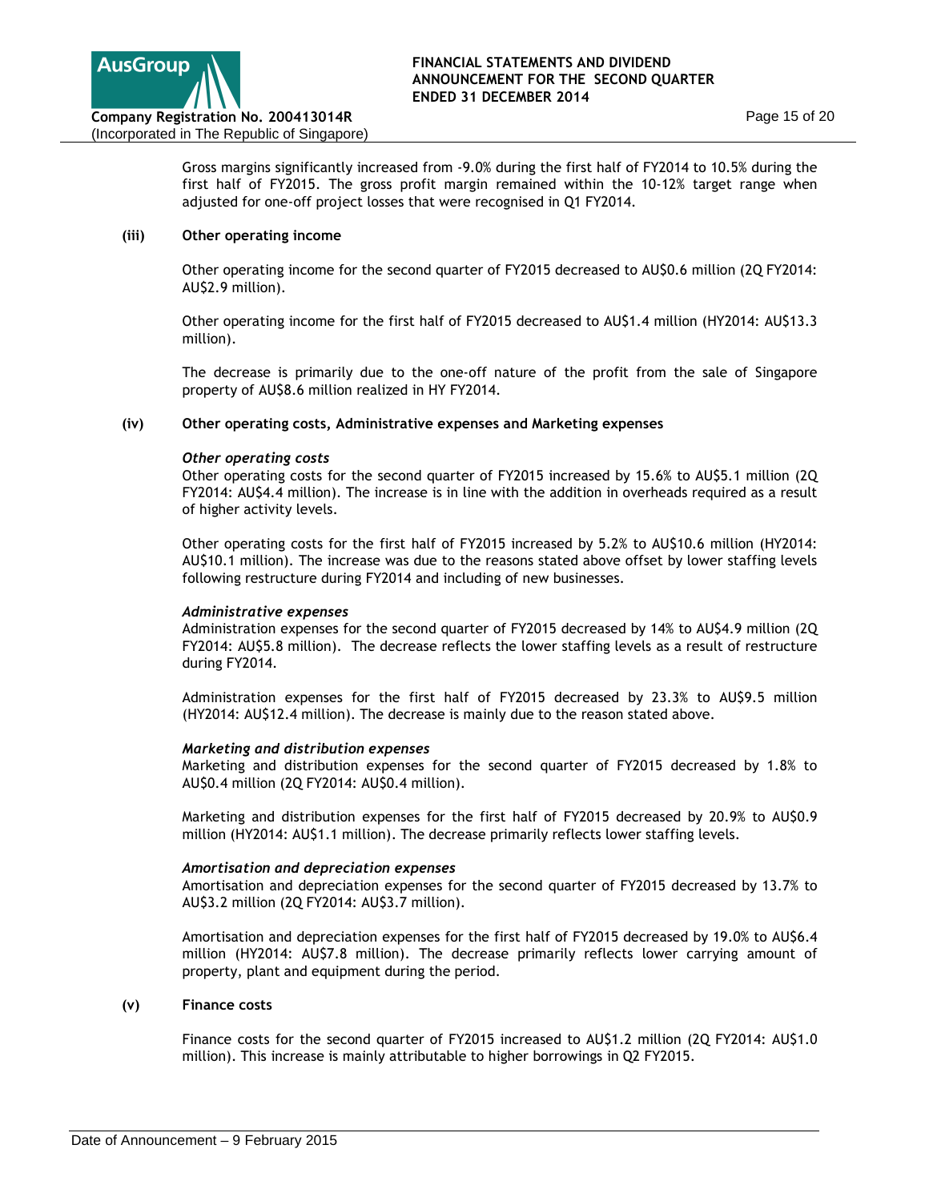Gross margins significantly increased from -9.0% during the first half of FY2014 to 10.5% during the first half of FY2015. The gross profit margin remained within the 10-12% target range when adjusted for one-off project losses that were recognised in Q1 FY2014.

**(iii) Other operating income**

Other operating income for the second quarter of FY2015 decreased to AU$0.6 million (2Q FY2014: AU$2.9 million).

Other operating income for the first half of FY2015 decreased to AU$1.4 million (HY2014: AU$13.3 million).

The decrease is primarily due to the one-off nature of the profit from the sale of Singapore property of AU$8.6 million realized in HY FY2014.

**(iv) Other operating costs, Administrative expenses and Marketing expenses**

***Other operating costs***

Other operating costs for the second quarter of FY2015 increased by 15.6% to AU$5.1 million (2Q FY2014: AU$4.4 million). The increase is in line with the addition in overheads required as a result of higher activity levels.

Other operating costs for the first half of FY2015 increased by 5.2% to AU$10.6 million (HY2014: AU$10.1 million). The increase was due to the reasons stated above offset by lower staffing levels following restructure during FY2014 and including of new businesses.

***Administrative expenses***

Administration expenses for the second quarter of FY2015 decreased by 14% to AU$4.9 million (2Q FY2014: AU$5.8 million). The decrease reflects the lower staffing levels as a result of restructure during FY2014.

Administration expenses for the first half of FY2015 decreased by 23.3% to AU$9.5 million (HY2014: AU$12.4 million). The decrease is mainly due to the reason stated above.

***Marketing and distribution expenses***

Marketing and distribution expenses for the second quarter of FY2015 decreased by 1.8% to AU$0.4 million (2Q FY2014: AU$0.4 million).

Marketing and distribution expenses for the first half of FY2015 decreased by 20.9% to AU$0.9 million (HY2014: AU$1.1 million). The decrease primarily reflects lower staffing levels.

***Amortisation and depreciation expenses***

Amortisation and depreciation expenses for the second quarter of FY2015 decreased by 13.7% to AU$3.2 million (2Q FY2014: AU$3.7 million).

Amortisation and depreciation expenses for the first half of FY2015 decreased by 19.0% to AU$6.4 million (HY2014: AU$7.8 million). The decrease primarily reflects lower carrying amount of property, plant and equipment during the period.

**(v) Finance costs**

Finance costs for the second quarter of FY2015 increased to AU$1.2 million (2Q FY2014: AU$1.0 million). This increase is mainly attributable to higher borrowings in Q2 FY2015.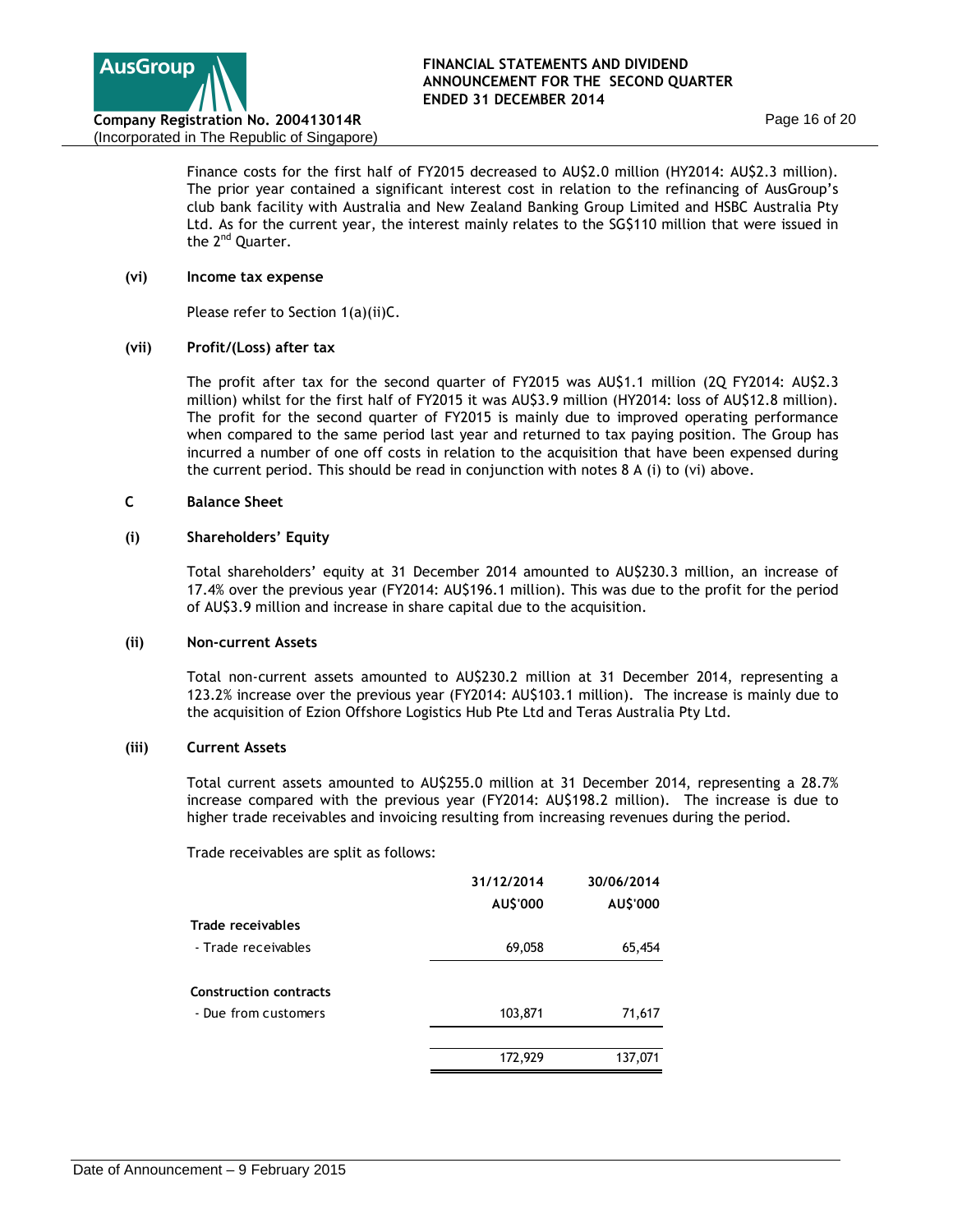Finance costs for the first half of FY2015 decreased to AU$2.0 million (HY2014: AU$2.3 million). The prior year contained a significant interest cost in relation to the refinancing of AusGroup's club bank facility with Australia and New Zealand Banking Group Limited and HSBC Australia Pty Ltd. As for the current year, the interest mainly relates to the SG$110 million that were issued in the 2nd Quarter.

**(vi) Income tax expense**

Please refer to Section 1(a)(ii)C.

**(vii) Profit/(Loss) after tax**

The profit after tax for the second quarter of FY2015 was AU$1.1 million (2Q FY2014: AU$2.3 million) whilst for the first half of FY2015 it was AU$3.9 million (HY2014: loss of AU$12.8 million). The profit for the second quarter of FY2015 is mainly due to improved operating performance when compared to the same period last year and returned to tax paying position. The Group has incurred a number of one off costs in relation to the acquisition that have been expensed during the current period. This should be read in conjunction with notes 8 A (i) to (vi) above.

**C Balance Sheet**

**(i) Shareholders' Equity**

Total shareholders' equity at 31 December 2014 amounted to AU$230.3 million, an increase of 17.4% over the previous year (FY2014: AU$196.1 million). This was due to the profit for the period of AU$3.9 million and increase in share capital due to the acquisition.

**(ii) Non-current Assets**

Total non-current assets amounted to AU$230.2 million at 31 December 2014, representing a 123.2% increase over the previous year (FY2014: AU$103.1 million). The increase is mainly due to the acquisition of Ezion Offshore Logistics Hub Pte Ltd and Teras Australia Pty Ltd.

**(iii) Current Assets**

Total current assets amounted to AU$255.0 million at 31 December 2014, representing a 28.7% increase compared with the previous year (FY2014: AU$198.2 million). The increase is due to higher trade receivables and invoicing resulting from increasing revenues during the period.

Trade receivables are split as follows:

| | 31/12/2014 AU$'000 | 30/06/2014 AU$'000 |
|---|---|---|
| **Trade receivables** | | |
| - Trade receivables | 69,058 | 65,454 |
| **Construction contracts** | | |
| - Due from customers | 103,871 | 71,617 |
| | 172,929 | 137,071 |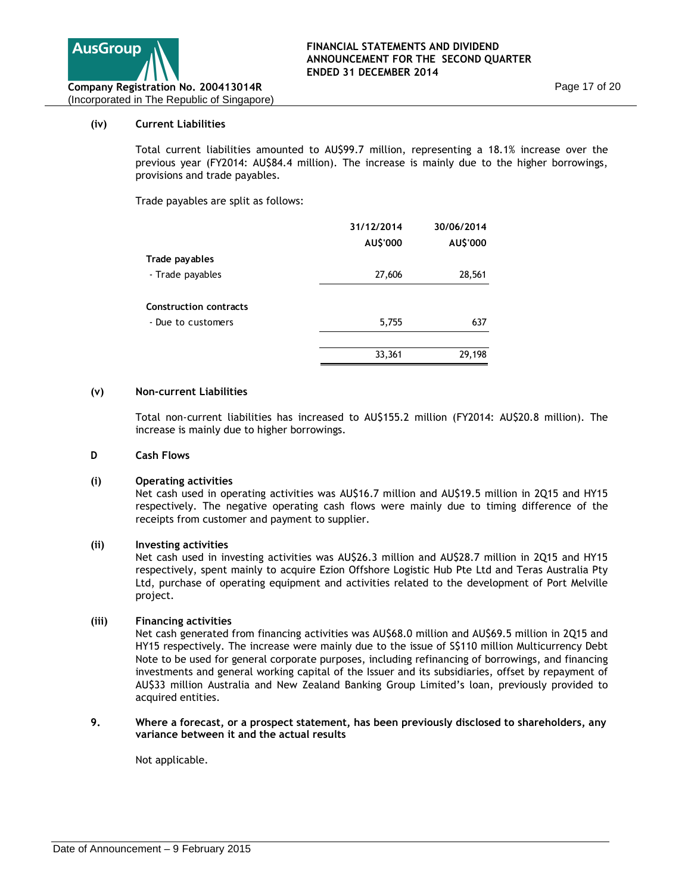**(iv) Current Liabilities**

Total current liabilities amounted to AU$99.7 million, representing a 18.1% increase over the previous year (FY2014: AU$84.4 million). The increase is mainly due to the higher borrowings, provisions and trade payables.

Trade payables are split as follows:

| | 31/12/2014 | 30/06/2014 |
|---|---|---|
| | AU$'000 | AU$'000 |
| **Trade payables** | | |
| - Trade payables | 27,606 | 28,561 |
| **Construction contracts** | | |
| - Due to customers | 5,755 | 637 |
| | 33,361 | 29,198 |

**(v) Non-current Liabilities**

Total non-current liabilities has increased to AU$155.2 million (FY2014: AU$20.8 million). The increase is mainly due to higher borrowings.

**D Cash Flows**

**(i) Operating activities**

Net cash used in operating activities was AU$16.7 million and AU$19.5 million in 2Q15 and HY15 respectively. The negative operating cash flows were mainly due to timing difference of the receipts from customer and payment to supplier.

**(ii) Investing activities**

Net cash used in investing activities was AU$26.3 million and AU$28.7 million in 2Q15 and HY15 respectively, spent mainly to acquire Ezion Offshore Logistic Hub Pte Ltd and Teras Australia Pty Ltd, purchase of operating equipment and activities related to the development of Port Melville project.

**(iii) Financing activities**

Net cash generated from financing activities was AU$68.0 million and AU$69.5 million in 2Q15 and HY15 respectively. The increase were mainly due to the issue of S$110 million Multicurrency Debt Note to be used for general corporate purposes, including refinancing of borrowings, and financing investments and general working capital of the Issuer and its subsidiaries, offset by repayment of AU$33 million Australia and New Zealand Banking Group Limited's loan, previously provided to acquired entities.

**9. Where a forecast, or a prospect statement, has been previously disclosed to shareholders, any variance between it and the actual results**

Not applicable.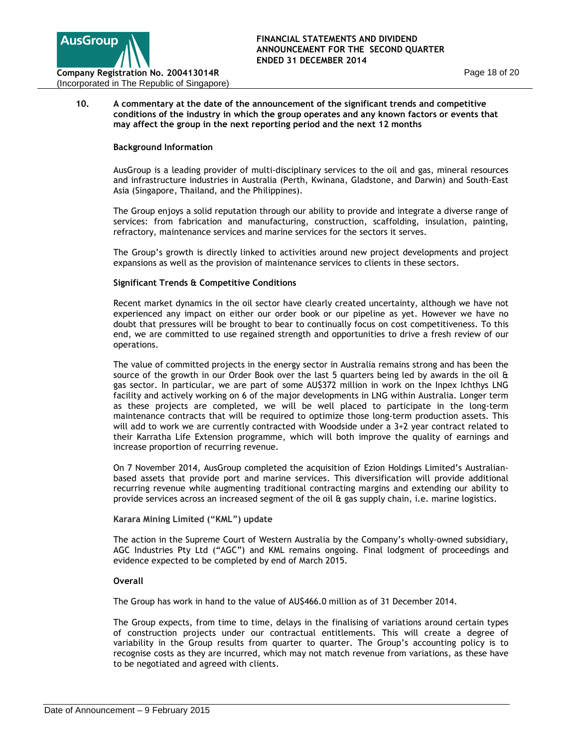## 10. A commentary at the date of the announcement of the significant trends and competitive conditions of the industry in which the group operates and any known factors or events that may affect the group in the next reporting period and the next 12 months

### Background Information

AusGroup is a leading provider of multi-disciplinary services to the oil and gas, mineral resources and infrastructure industries in Australia (Perth, Kwinana, Gladstone, and Darwin) and South-East Asia (Singapore, Thailand, and the Philippines).

The Group enjoys a solid reputation through our ability to provide and integrate a diverse range of services: from fabrication and manufacturing, construction, scaffolding, insulation, painting, refractory, maintenance services and marine services for the sectors it serves.

The Group's growth is directly linked to activities around new project developments and project expansions as well as the provision of maintenance services to clients in these sectors.

### Significant Trends & Competitive Conditions

Recent market dynamics in the oil sector have clearly created uncertainty, although we have not experienced any impact on either our order book or our pipeline as yet. However we have no doubt that pressures will be brought to bear to continually focus on cost competitiveness. To this end, we are committed to use regained strength and opportunities to drive a fresh review of our operations.

The value of committed projects in the energy sector in Australia remains strong and has been the source of the growth in our Order Book over the last 5 quarters being led by awards in the oil & gas sector. In particular, we are part of some AU$372 million in work on the Inpex Ichthys LNG facility and actively working on 6 of the major developments in LNG within Australia. Longer term as these projects are completed, we will be well placed to participate in the long-term maintenance contracts that will be required to optimize those long-term production assets. This will add to work we are currently contracted with Woodside under a 3+2 year contract related to their Karratha Life Extension programme, which will both improve the quality of earnings and increase proportion of recurring revenue.

On 7 November 2014, AusGroup completed the acquisition of Ezion Holdings Limited's Australian-based assets that provide port and marine services. This diversification will provide additional recurring revenue while augmenting traditional contracting margins and extending our ability to provide services across an increased segment of the oil & gas supply chain, i.e. marine logistics.

### Karara Mining Limited ("KML") update

The action in the Supreme Court of Western Australia by the Company's wholly-owned subsidiary, AGC Industries Pty Ltd ("AGC") and KML remains ongoing. Final lodgment of proceedings and evidence expected to be completed by end of March 2015.

### Overall

The Group has work in hand to the value of AU$466.0 million as of 31 December 2014.

The Group expects, from time to time, delays in the finalising of variations around certain types of construction projects under our contractual entitlements. This will create a degree of variability in the Group results from quarter to quarter. The Group's accounting policy is to recognise costs as they are incurred, which may not match revenue from variations, as these have to be negotiated and agreed with clients.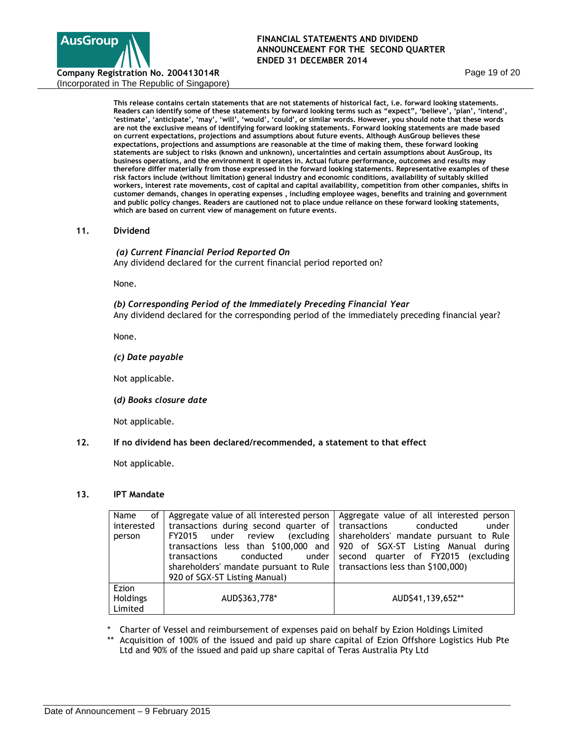**This release contains certain statements that are not statements of historical fact, i.e. forward looking statements. Readers can identify some of these statements by forward looking terms such as "expect", 'believe', 'plan', 'intend', 'estimate', 'anticipate', 'may', 'will', 'would', 'could', or similar words. However, you should note that these words are not the exclusive means of identifying forward looking statements. Forward looking statements are made based on current expectations, projections and assumptions about future events. Although AusGroup believes these expectations, projections and assumptions are reasonable at the time of making them, these forward looking statements are subject to risks (known and unknown), uncertainties and certain assumptions about AusGroup, its business operations, and the environment it operates in. Actual future performance, outcomes and results may therefore differ materially from those expressed in the forward looking statements. Representative examples of these risk factors include (without limitation) general industry and economic conditions, availability of suitably skilled workers, interest rate movements, cost of capital and capital availability, competition from other companies, shifts in customer demands, changes in operating expenses , including employee wages, benefits and training and government and public policy changes. Readers are cautioned not to place undue reliance on these forward looking statements, which are based on current view of management on future events.**

## 11. Dividend

***(a) Current Financial Period Reported On***

Any dividend declared for the current financial period reported on?

None.

***(b) Corresponding Period of the Immediately Preceding Financial Year***

Any dividend declared for the corresponding period of the immediately preceding financial year?

None.

***(c) Date payable***

Not applicable.

***(d) Books closure date***

Not applicable.

## 12. If no dividend has been declared/recommended, a statement to that effect

Not applicable.

## 13. IPT Mandate

| Name of interested person | Aggregate value of all interested person transactions during second quarter of FY2015 under review (excluding transactions less than $100,000 and transactions conducted under shareholders' mandate pursuant to Rule 920 of SGX-ST Listing Manual) | Aggregate value of all interested person transactions conducted under shareholders' mandate pursuant to Rule 920 of SGX-ST Listing Manual during second quarter of FY2015 (excluding transactions less than $100,000) |
|---|---|---|
| Ezion Holdings Limited | AUD$363,778* | AUD$41,139,652** |

\* Charter of Vessel and reimbursement of expenses paid on behalf by Ezion Holdings Limited

\*\* Acquisition of 100% of the issued and paid up share capital of Ezion Offshore Logistics Hub Pte Ltd and 90% of the issued and paid up share capital of Teras Australia Pty Ltd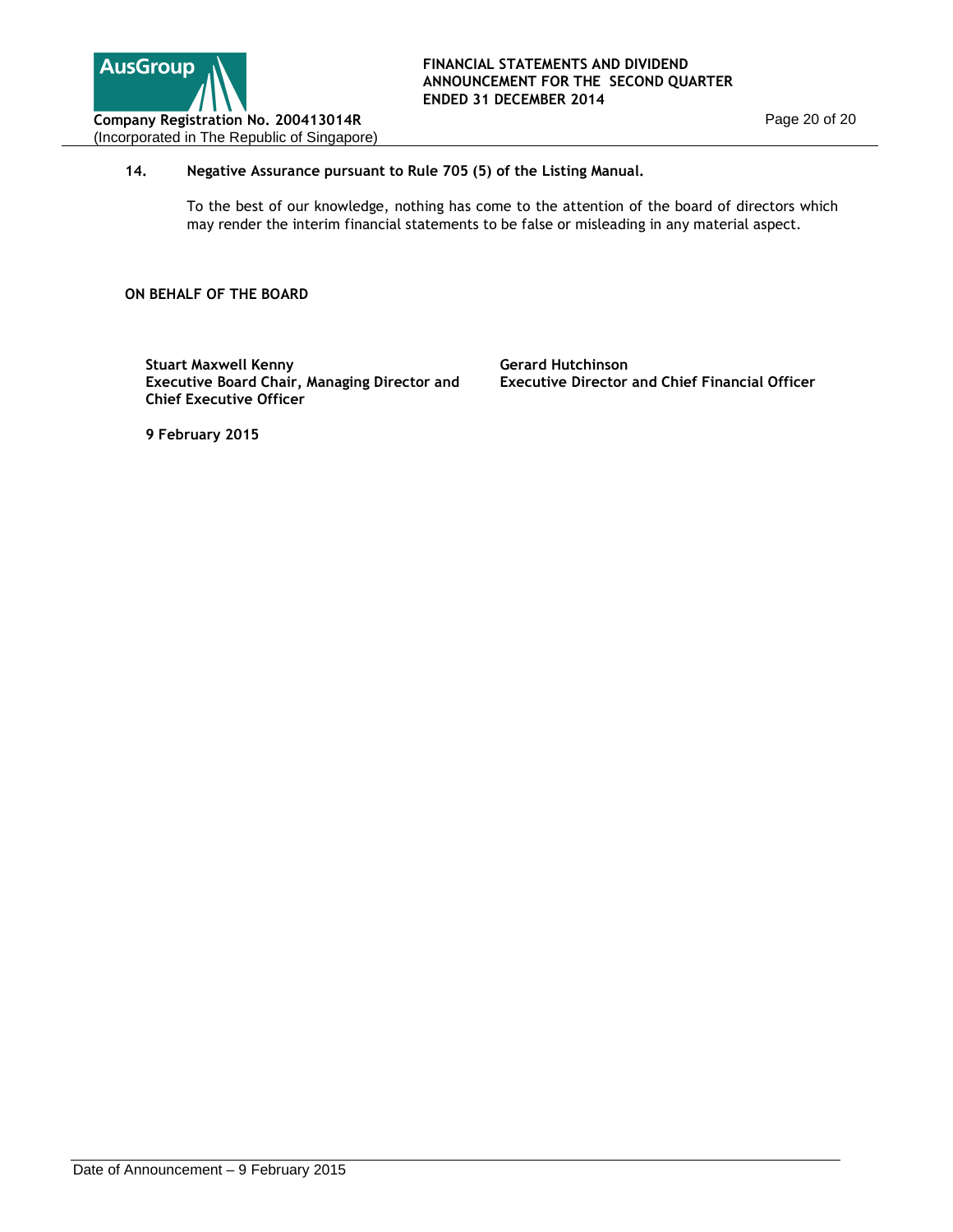### 14. Negative Assurance pursuant to Rule 705 (5) of the Listing Manual.

To the best of our knowledge, nothing has come to the attention of the board of directors which may render the interim financial statements to be false or misleading in any material aspect.

**ON BEHALF OF THE BOARD**

**Stuart Maxwell Kenny**
**Executive Board Chair, Managing Director and Chief Executive Officer**

**Gerard Hutchinson**
**Executive Director and Chief Financial Officer**

**9 February 2015**